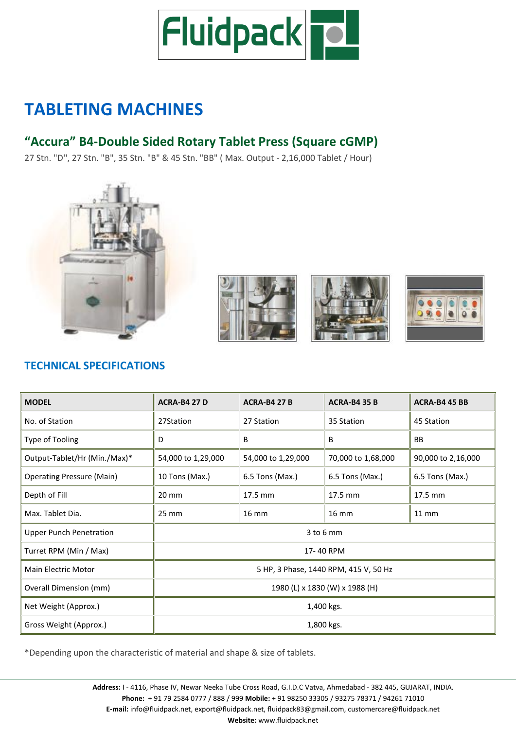# TABLETING MACHINES

## "Accura" B4-Double Sided Rotary Tablet Press (Square cGMP)

27 Stn. "D", 27 Stn. "B", 35 Stn. "B" & 45 Stn. "BB" ( Max. Output - 2,16,000 Tablet / Hour)

### TECHNICAL SPECIFICATIONS

| MODEL | ACRA-B4 27 D | ACRA-B4 27 B | ACRA-B4 35 B | ACRA-B4 45 BB |
|---|---|---|---|---|
| No. of Station | 27Station | 27 Station | 35 Station | 45 Station |
| Type of Tooling | D | B | B | BB |
| Output-Tablet/Hr (Min./Max)* | 54,000 to 1,29,000 | 54,000 to 1,29,000 | 70,000 to 1,68,000 | 90,000 to 2,16,000 |
| Operating Pressure (Main) | 10 Tons (Max.) | 6.5 Tons (Max.) | 6.5 Tons (Max.) | 6.5 Tons (Max.) |
| Depth of Fill | 20 mm | 17.5 mm | 17.5 mm | 17.5 mm |
| Max. Tablet Dia. | 25 mm | 16 mm | 16 mm | 11 mm |
| Upper Punch Penetration | 3 to 6 mm | | | |
| Turret RPM (Min / Max) | 17- 40 RPM | | | |
| Main Electric Motor | 5 HP, 3 Phase, 1440 RPM, 415 V, 50 Hz | | | |
| Overall Dimension (mm) | 1980 (L) x 1830 (W) x 1988 (H) | | | |
| Net Weight (Approx.) | 1,400 kgs. | | | |
| Gross Weight (Approx.) | 1,800 kgs. | | | |

*Depending upon the characteristic of material and shape & size of tablets.

**Address:** I - 4116, Phase IV, Newar Neeka Tube Cross Road, G.I.D.C Vatva, Ahmedabad - 382 445, GUJARAT, INDIA.
**Phone:** + 91 79 2584 0777 / 888 / 999 **Mobile:** + 91 98250 33305 / 93275 78371 / 94261 71010
**E-mail:** info@fluidpack.net, export@fluidpack.net, fluidpack83@gmail.com, customercare@fluidpack.net
**Website:** www.fluidpack.net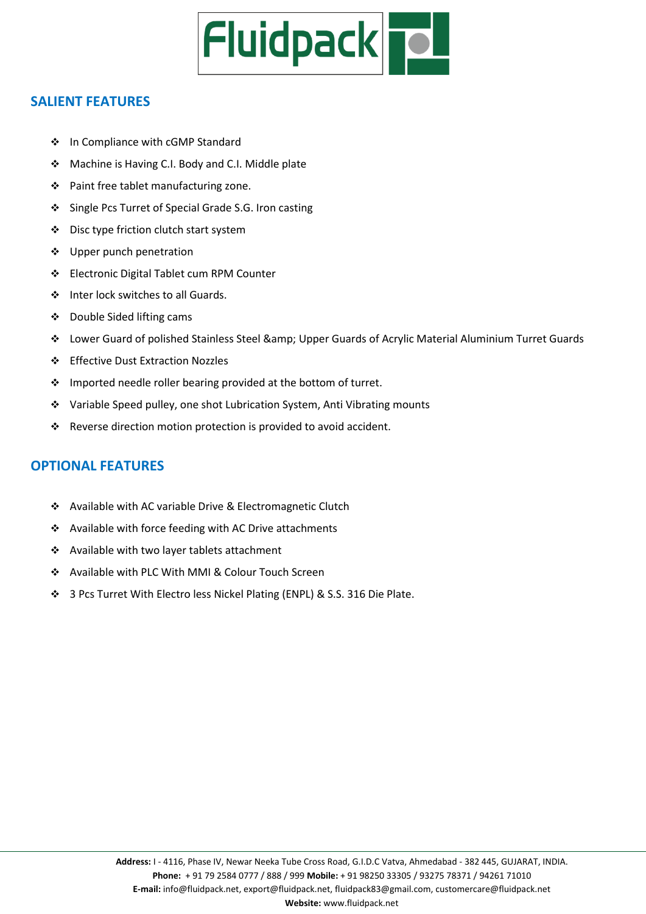## SALIENT FEATURES

- In Compliance with cGMP Standard
- Machine is Having C.I. Body and C.I. Middle plate
- Paint free tablet manufacturing zone.
- Single Pcs Turret of Special Grade S.G. Iron casting
- Disc type friction clutch start system
- Upper punch penetration
- Electronic Digital Tablet cum RPM Counter
- Inter lock switches to all Guards.
- Double Sided lifting cams
- Lower Guard of polished Stainless Steel &amp; Upper Guards of Acrylic Material Aluminium Turret Guards
- Effective Dust Extraction Nozzles
- Imported needle roller bearing provided at the bottom of turret.
- Variable Speed pulley, one shot Lubrication System, Anti Vibrating mounts
- Reverse direction motion protection is provided to avoid accident.

## OPTIONAL FEATURES

- Available with AC variable Drive & Electromagnetic Clutch
- Available with force feeding with AC Drive attachments
- Available with two layer tablets attachment
- Available with PLC With MMI & Colour Touch Screen
- 3 Pcs Turret With Electro less Nickel Plating (ENPL) & S.S. 316 Die Plate.